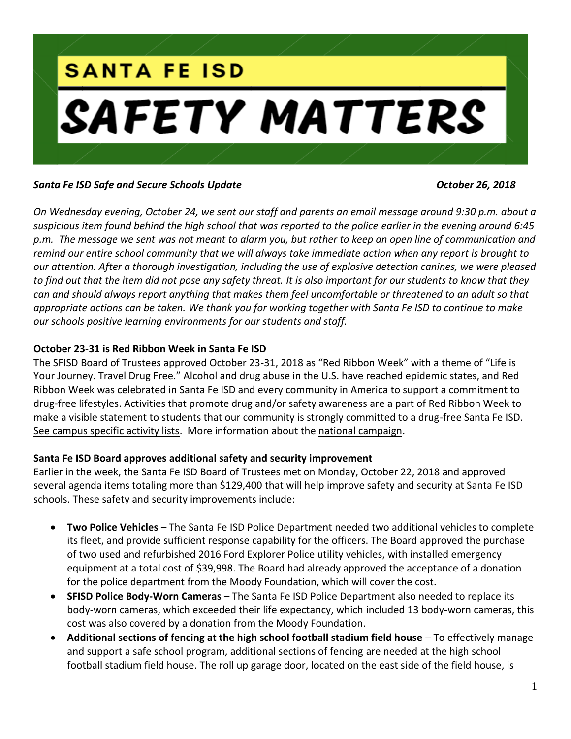# SANTA FE ISD

# SAFETY MATTERS

***Santa Fe ISD Safe and Secure Schools Update*** ***October 26, 2018***

*On Wednesday evening, October 24, we sent our staff and parents an email message around 9:30 p.m. about a suspicious item found behind the high school that was reported to the police earlier in the evening around 6:45 p.m. The message we sent was not meant to alarm you, but rather to keep an open line of communication and remind our entire school community that we will always take immediate action when any report is brought to our attention. After a thorough investigation, including the use of explosive detection canines, we were pleased to find out that the item did not pose any safety threat. It is also important for our students to know that they can and should always report anything that makes them feel uncomfortable or threatened to an adult so that appropriate actions can be taken. We thank you for working together with Santa Fe ISD to continue to make our schools positive learning environments for our students and staff.*

**October 23-31 is Red Ribbon Week in Santa Fe ISD**

The SFISD Board of Trustees approved October 23-31, 2018 as "Red Ribbon Week" with a theme of "Life is Your Journey. Travel Drug Free." Alcohol and drug abuse in the U.S. have reached epidemic states, and Red Ribbon Week was celebrated in Santa Fe ISD and every community in America to support a commitment to drug-free lifestyles. Activities that promote drug and/or safety awareness are a part of Red Ribbon Week to make a visible statement to students that our community is strongly committed to a drug-free Santa Fe ISD. See campus specific activity lists. More information about the national campaign.

**Santa Fe ISD Board approves additional safety and security improvement**

Earlier in the week, the Santa Fe ISD Board of Trustees met on Monday, October 22, 2018 and approved several agenda items totaling more than $129,400 that will help improve safety and security at Santa Fe ISD schools. These safety and security improvements include:

- **Two Police Vehicles** – The Santa Fe ISD Police Department needed two additional vehicles to complete its fleet, and provide sufficient response capability for the officers. The Board approved the purchase of two used and refurbished 2016 Ford Explorer Police utility vehicles, with installed emergency equipment at a total cost of $39,998. The Board had already approved the acceptance of a donation for the police department from the Moody Foundation, which will cover the cost.
- **SFISD Police Body-Worn Cameras** – The Santa Fe ISD Police Department also needed to replace its body-worn cameras, which exceeded their life expectancy, which included 13 body-worn cameras, this cost was also covered by a donation from the Moody Foundation.
- **Additional sections of fencing at the high school football stadium field house** – To effectively manage and support a safe school program, additional sections of fencing are needed at the high school football stadium field house. The roll up garage door, located on the east side of the field house, is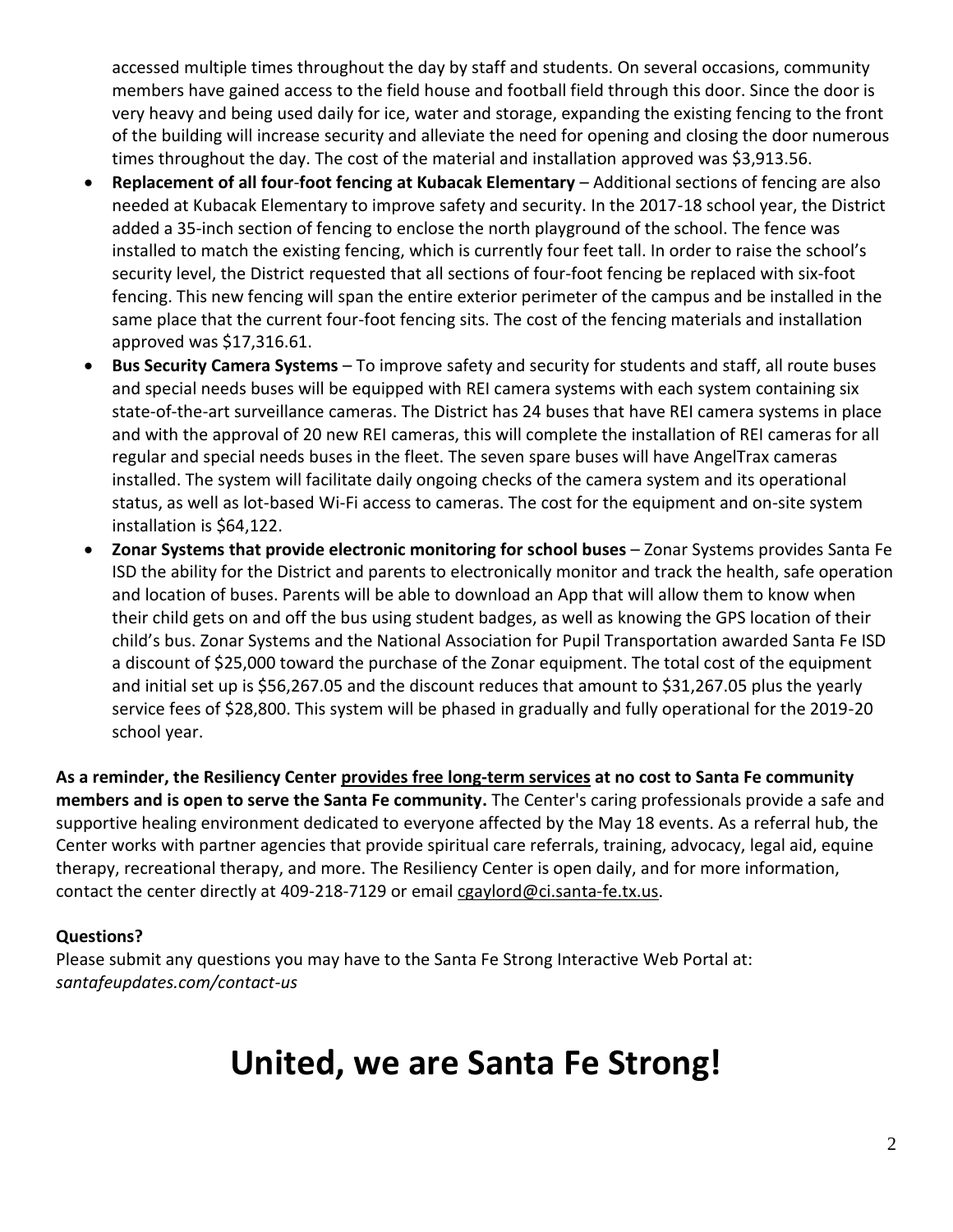accessed multiple times throughout the day by staff and students. On several occasions, community members have gained access to the field house and football field through this door. Since the door is very heavy and being used daily for ice, water and storage, expanding the existing fencing to the front of the building will increase security and alleviate the need for opening and closing the door numerous times throughout the day. The cost of the material and installation approved was $3,913.56.

- **Replacement of all four-foot fencing at Kubacak Elementary** – Additional sections of fencing are also needed at Kubacak Elementary to improve safety and security. In the 2017-18 school year, the District added a 35-inch section of fencing to enclose the north playground of the school. The fence was installed to match the existing fencing, which is currently four feet tall. In order to raise the school's security level, the District requested that all sections of four-foot fencing be replaced with six-foot fencing. This new fencing will span the entire exterior perimeter of the campus and be installed in the same place that the current four-foot fencing sits. The cost of the fencing materials and installation approved was $17,316.61.
- **Bus Security Camera Systems** – To improve safety and security for students and staff, all route buses and special needs buses will be equipped with REI camera systems with each system containing six state-of-the-art surveillance cameras. The District has 24 buses that have REI camera systems in place and with the approval of 20 new REI cameras, this will complete the installation of REI cameras for all regular and special needs buses in the fleet. The seven spare buses will have AngelTrax cameras installed. The system will facilitate daily ongoing checks of the camera system and its operational status, as well as lot-based Wi-Fi access to cameras. The cost for the equipment and on-site system installation is $64,122.
- **Zonar Systems that provide electronic monitoring for school buses** – Zonar Systems provides Santa Fe ISD the ability for the District and parents to electronically monitor and track the health, safe operation and location of buses. Parents will be able to download an App that will allow them to know when their child gets on and off the bus using student badges, as well as knowing the GPS location of their child's bus. Zonar Systems and the National Association for Pupil Transportation awarded Santa Fe ISD a discount of $25,000 toward the purchase of the Zonar equipment. The total cost of the equipment and initial set up is $56,267.05 and the discount reduces that amount to $31,267.05 plus the yearly service fees of $28,800. This system will be phased in gradually and fully operational for the 2019-20 school year.

**As a reminder, the Resiliency Center provides free long-term services at no cost to Santa Fe community members and is open to serve the Santa Fe community.** The Center's caring professionals provide a safe and supportive healing environment dedicated to everyone affected by the May 18 events. As a referral hub, the Center works with partner agencies that provide spiritual care referrals, training, advocacy, legal aid, equine therapy, recreational therapy, and more. The Resiliency Center is open daily, and for more information, contact the center directly at 409-218-7129 or email cgaylord@ci.santa-fe.tx.us.

**Questions?**

Please submit any questions you may have to the Santa Fe Strong Interactive Web Portal at: *santafeupdates.com/contact-us*

# United, we are Santa Fe Strong!